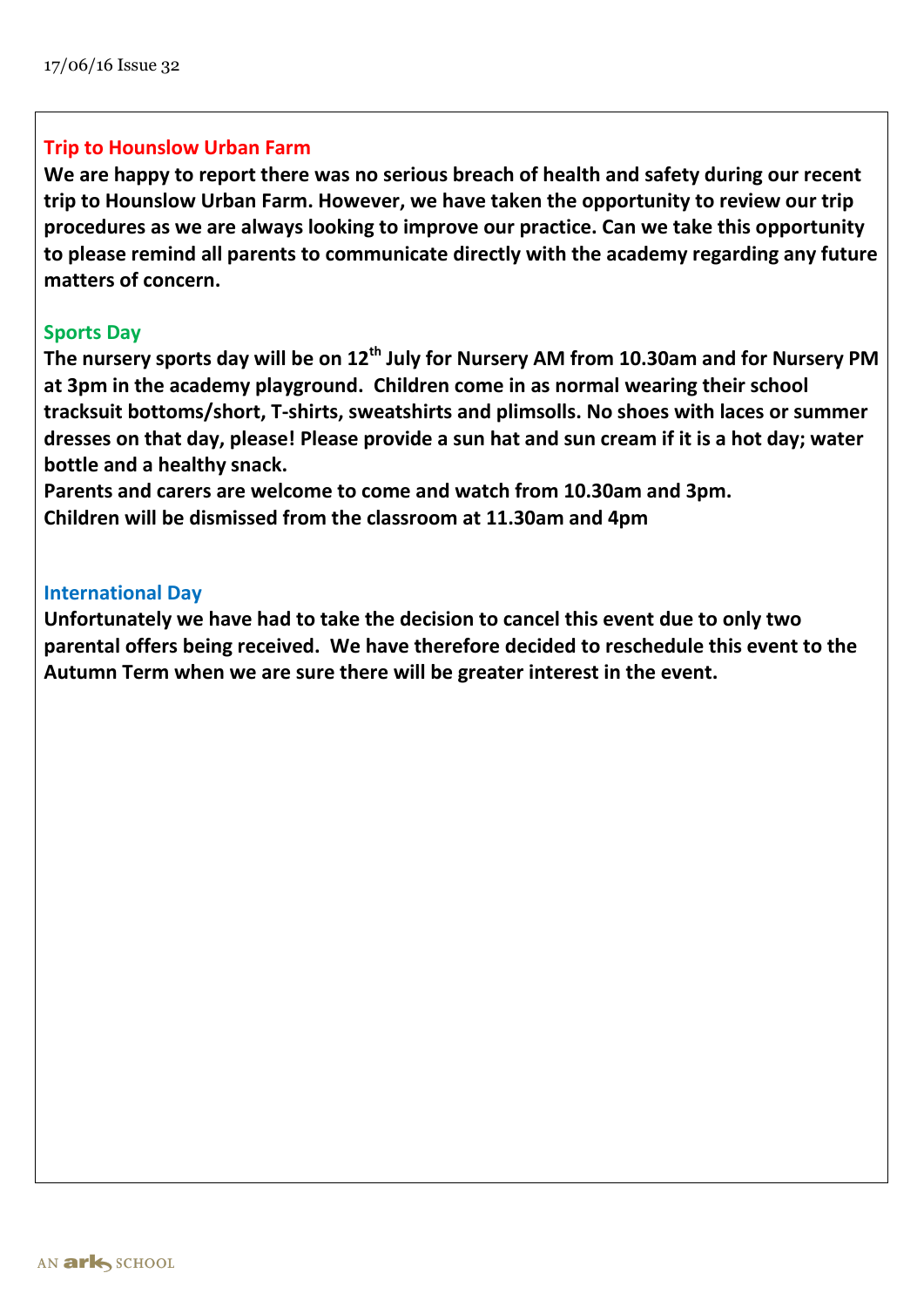17/06/16 Issue 32

## Trip to Hounslow Urban Farm

**We are happy to report there was no serious breach of health and safety during our recent trip to Hounslow Urban Farm. However, we have taken the opportunity to review our trip procedures as we are always looking to improve our practice. Can we take this opportunity to please remind all parents to communicate directly with the academy regarding any future matters of concern.**

## Sports Day

**The nursery sports day will be on 12th July for Nursery AM from 10.30am and for Nursery PM at 3pm in the academy playground. Children come in as normal wearing their school tracksuit bottoms/short, T-shirts, sweatshirts and plimsolls. No shoes with laces or summer dresses on that day, please! Please provide a sun hat and sun cream if it is a hot day; water bottle and a healthy snack.**

**Parents and carers are welcome to come and watch from 10.30am and 3pm.**

**Children will be dismissed from the classroom at 11.30am and 4pm**

## International Day

**Unfortunately we have had to take the decision to cancel this event due to only two parental offers being received. We have therefore decided to reschedule this event to the Autumn Term when we are sure there will be greater interest in the event.**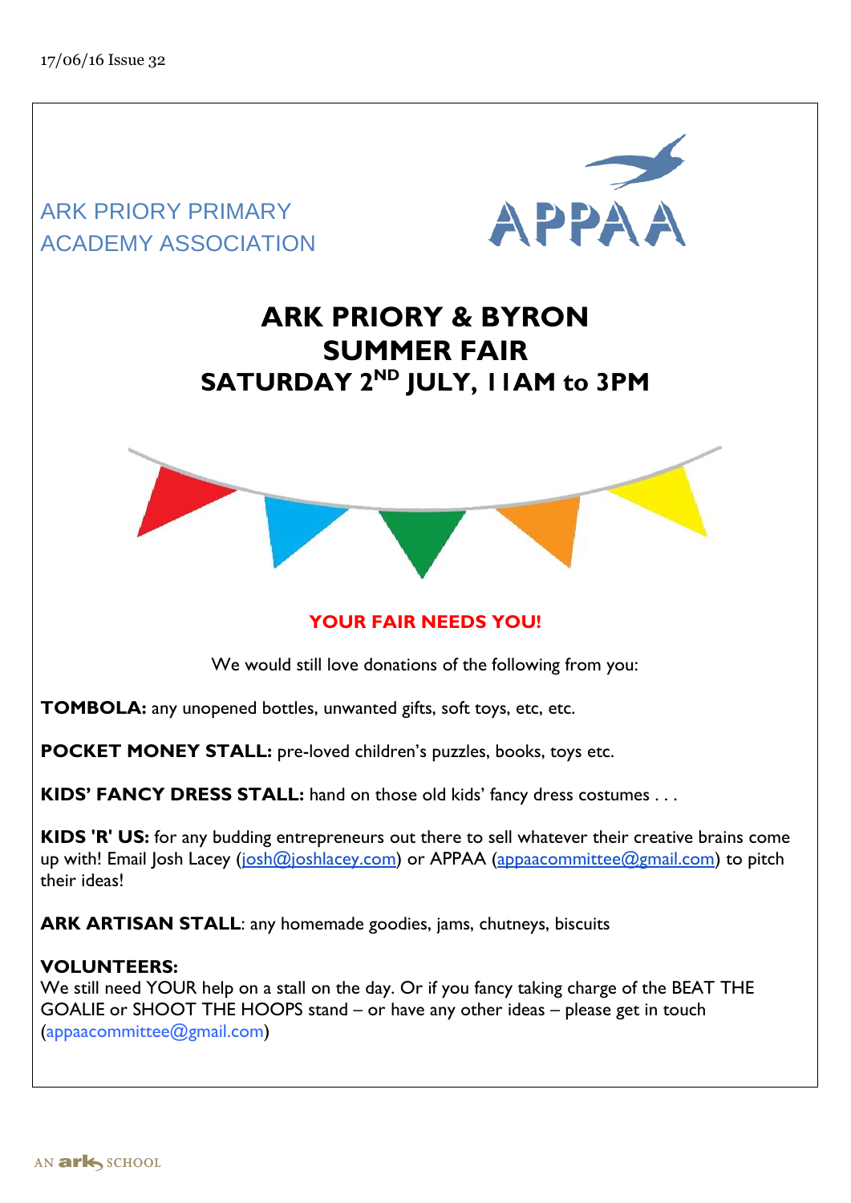17/06/16 Issue 32

ARK PRIORY PRIMARY ACADEMY ASSOCIATION

APPAA

# ARK PRIORY & BYRON SUMMER FAIR SATURDAY 2ND JULY, 11AM to 3PM

**YOUR FAIR NEEDS YOU!**

We would still love donations of the following from you:

**TOMBOLA:** any unopened bottles, unwanted gifts, soft toys, etc, etc.

**POCKET MONEY STALL:** pre-loved children's puzzles, books, toys etc.

**KIDS' FANCY DRESS STALL:** hand on those old kids' fancy dress costumes . . .

**KIDS 'R' US:** for any budding entrepreneurs out there to sell whatever their creative brains come up with! Email Josh Lacey (josh@joshlacey.com) or APPAA (appaacommittee@gmail.com) to pitch their ideas!

**ARK ARTISAN STALL**: any homemade goodies, jams, chutneys, biscuits

**VOLUNTEERS:**
We still need YOUR help on a stall on the day. Or if you fancy taking charge of the BEAT THE GOALIE or SHOOT THE HOOPS stand – or have any other ideas – please get in touch (appaacommittee@gmail.com)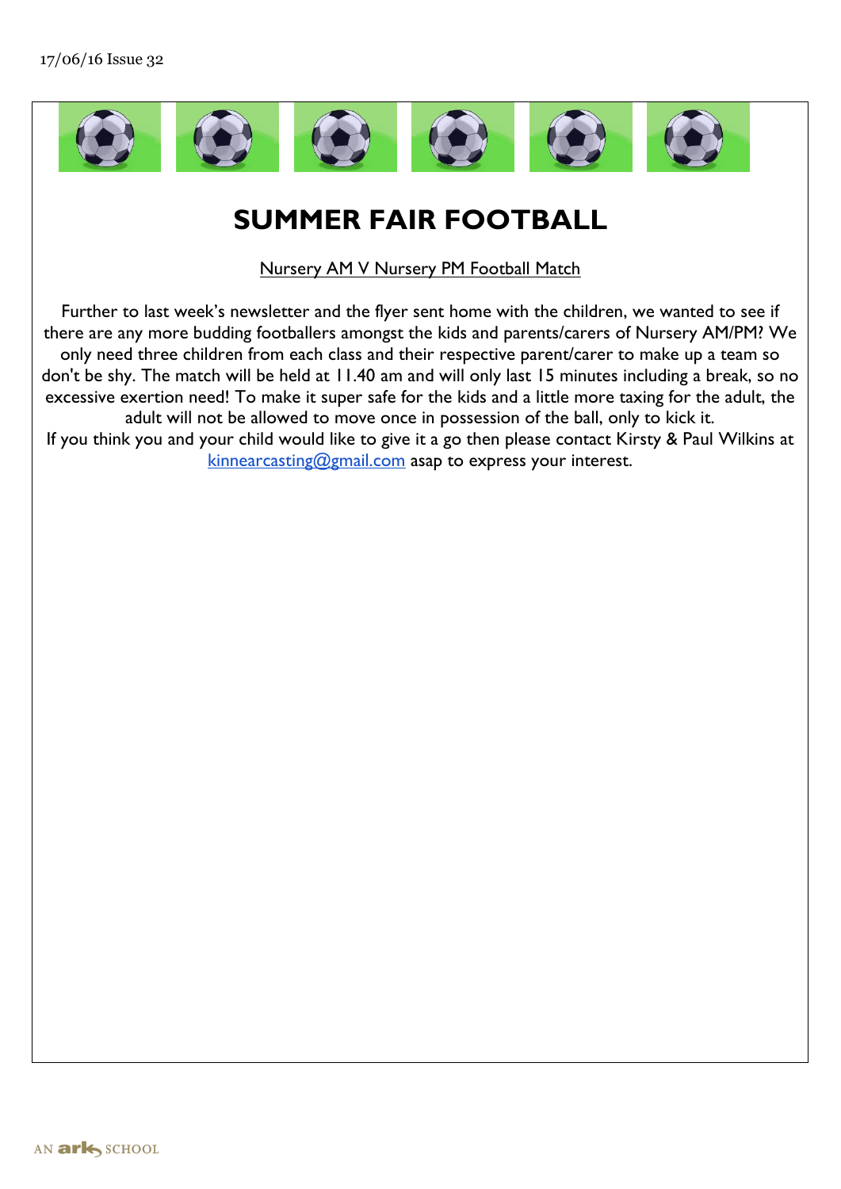# SUMMER FAIR FOOTBALL

Nursery AM V Nursery PM Football Match

Further to last week's newsletter and the flyer sent home with the children, we wanted to see if there are any more budding footballers amongst the kids and parents/carers of Nursery AM/PM? We only need three children from each class and their respective parent/carer to make up a team so don't be shy. The match will be held at 11.40 am and will only last 15 minutes including a break, so no excessive exertion need! To make it super safe for the kids and a little more taxing for the adult, the adult will not be allowed to move once in possession of the ball, only to kick it.

If you think you and your child would like to give it a go then please contact Kirsty & Paul Wilkins at kinnearcasting@gmail.com asap to express your interest.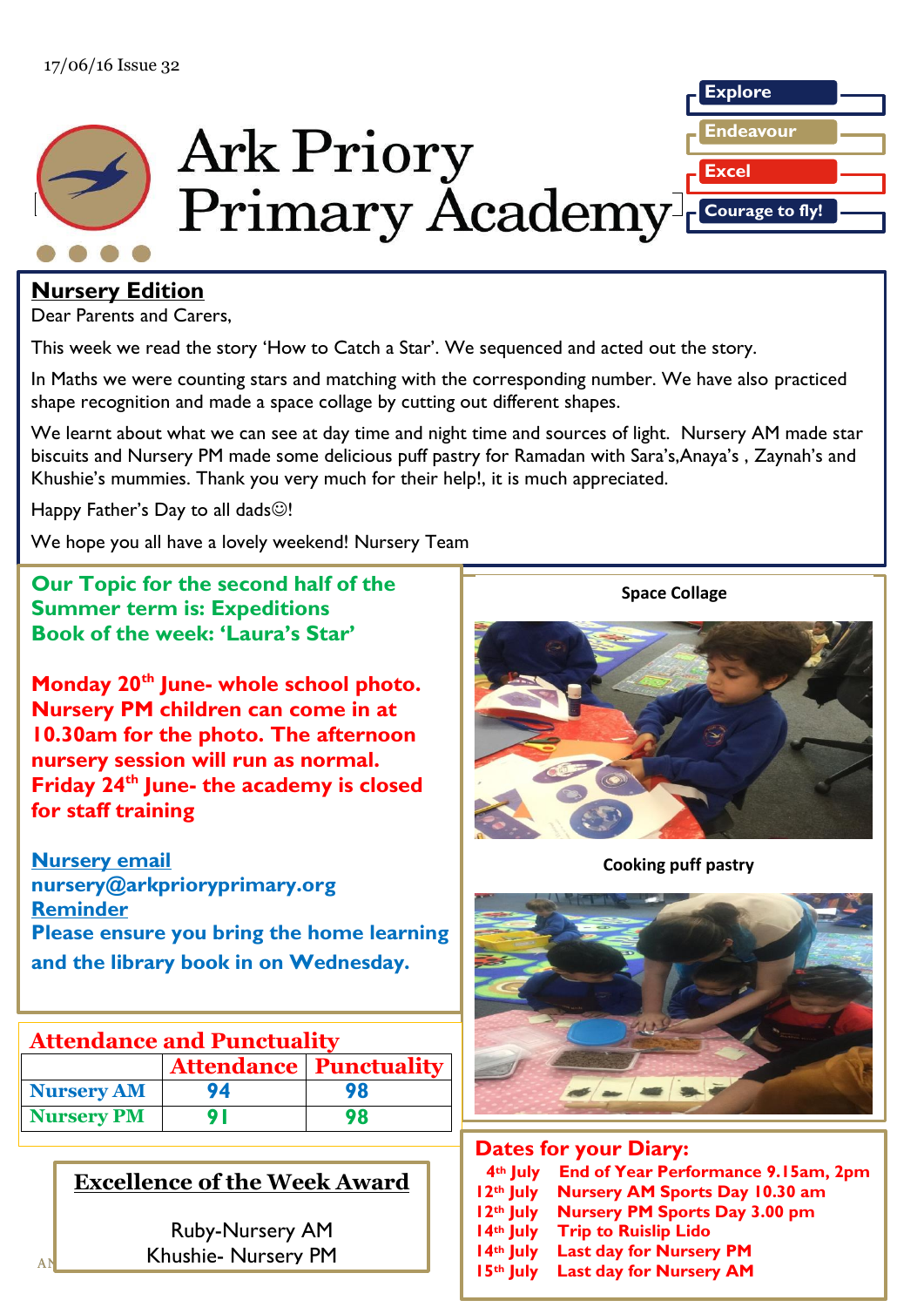17/06/16 Issue 32

# Ark Priory Primary Academy

Explore
Endeavour
Excel
Courage to fly!

## Nursery Edition

Dear Parents and Carers,

This week we read the story 'How to Catch a Star'. We sequenced and acted out the story.

In Maths we were counting stars and matching with the corresponding number. We have also practiced shape recognition and made a space collage by cutting out different shapes.

We learnt about what we can see at day time and night time and sources of light. Nursery AM made star biscuits and Nursery PM made some delicious puff pastry for Ramadan with Sara's,Anaya's , Zaynah's and Khushie's mummies. Thank you very much for their help!, it is much appreciated.

Happy Father's Day to all dads☺!

We hope you all have a lovely weekend! Nursery Team

**Our Topic for the second half of the Summer term is: Expeditions**
**Book of the week: 'Laura's Star'**

**Monday 20th June- whole school photo. Nursery PM children can come in at 10.30am for the photo. The afternoon nursery session will run as normal.**
**Friday 24th June- the academy is closed for staff training**

**Nursery email**
**nursery@arkprioryprimary.org**
**Reminder**
**Please ensure you bring the home learning and the library book in on Wednesday.**

Space Collage

Cooking puff pastry

### Attendance and Punctuality

| | Attendance | Punctuality |
|---|---|---|
| Nursery AM | 94 | 98 |
| Nursery PM | 91 | 98 |

### Excellence of the Week Award

Ruby-Nursery AM
Khushie- Nursery PM

### Dates for your Diary:

- 4th July — End of Year Performance 9.15am, 2pm
- 12th July — Nursery AM Sports Day 10.30 am
- 12th July — Nursery PM Sports Day 3.00 pm
- 14th July — Trip to Ruislip Lido
- 14th July — Last day for Nursery PM
- 15th July — Last day for Nursery AM